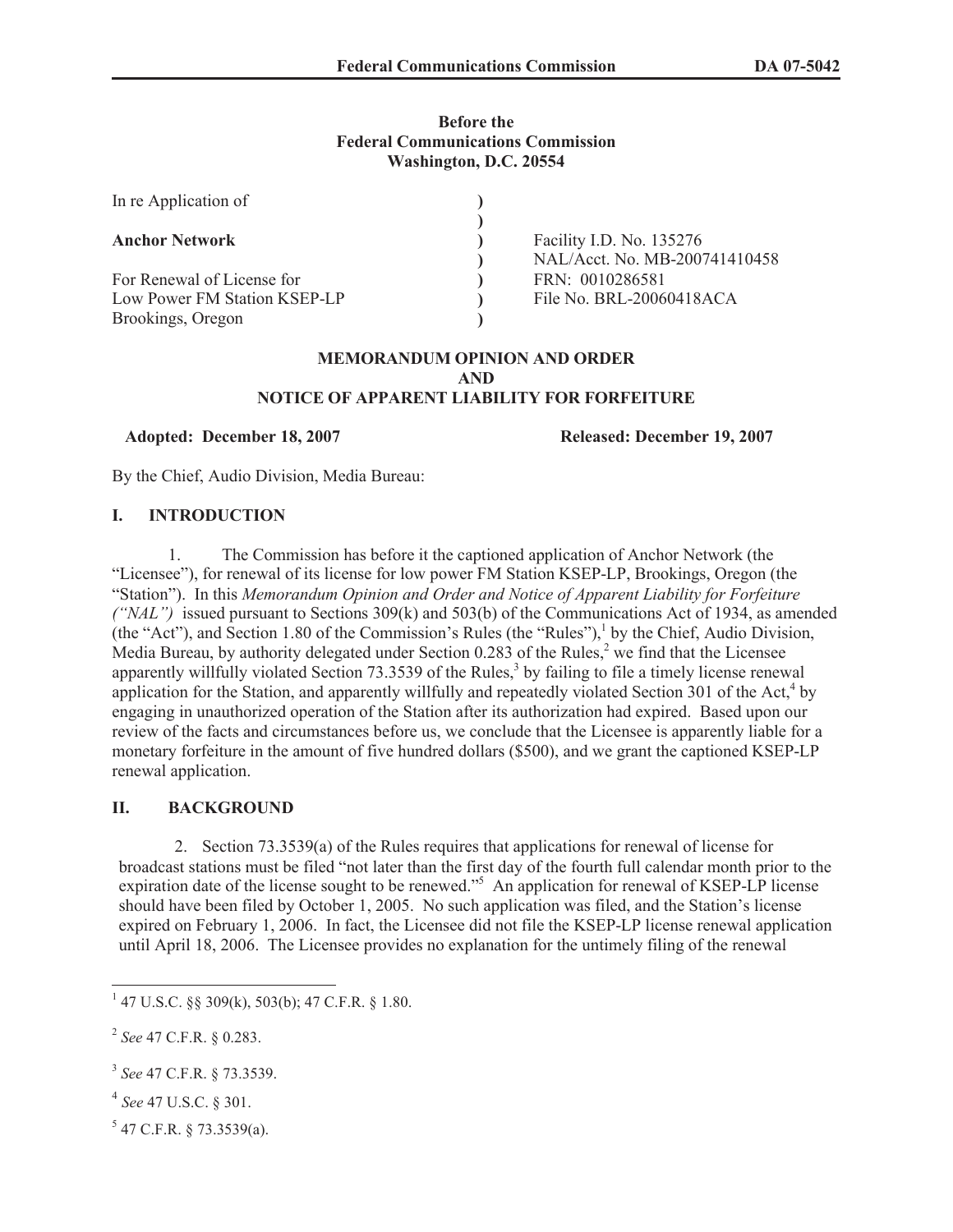**Before the**
**Federal Communications Commission**
**Washington, D.C. 20554**

| | | |
|---|---|---|
| In re Application of | ) | |
| | ) | |
| **Anchor Network** | ) | Facility I.D. No. 135276 |
| | ) | NAL/Acct. No. MB-200741410458 |
| For Renewal of License for | ) | FRN: 0010286581 |
| Low Power FM Station KSEP-LP | ) | File No. BRL-20060418ACA |
| Brookings, Oregon | ) | |

**MEMORANDUM OPINION AND ORDER**
**AND**
**NOTICE OF APPARENT LIABILITY FOR FORFEITURE**

**Adopted: December 18, 2007** **Released: December 19, 2007**

By the Chief, Audio Division, Media Bureau:

## I. INTRODUCTION

1. The Commission has before it the captioned application of Anchor Network (the "Licensee"), for renewal of its license for low power FM Station KSEP-LP, Brookings, Oregon (the "Station"). In this *Memorandum Opinion and Order and Notice of Apparent Liability for Forfeiture ("NAL")* issued pursuant to Sections 309(k) and 503(b) of the Communications Act of 1934, as amended (the "Act"), and Section 1.80 of the Commission's Rules (the "Rules"),[1] by the Chief, Audio Division, Media Bureau, by authority delegated under Section 0.283 of the Rules,[2] we find that the Licensee apparently willfully violated Section 73.3539 of the Rules,[3] by failing to file a timely license renewal application for the Station, and apparently willfully and repeatedly violated Section 301 of the Act,[4] by engaging in unauthorized operation of the Station after its authorization had expired. Based upon our review of the facts and circumstances before us, we conclude that the Licensee is apparently liable for a monetary forfeiture in the amount of five hundred dollars ($500), and we grant the captioned KSEP-LP renewal application.

## II. BACKGROUND

2. Section 73.3539(a) of the Rules requires that applications for renewal of license for broadcast stations must be filed "not later than the first day of the fourth full calendar month prior to the expiration date of the license sought to be renewed."[5] An application for renewal of KSEP-LP license should have been filed by October 1, 2005. No such application was filed, and the Station's license expired on February 1, 2006. In fact, the Licensee did not file the KSEP-LP license renewal application until April 18, 2006. The Licensee provides no explanation for the untimely filing of the renewal

---

[1] 47 U.S.C. §§ 309(k), 503(b); 47 C.F.R. § 1.80.

[2] *See* 47 C.F.R. § 0.283.

[3] *See* 47 C.F.R. § 73.3539.

[4] *See* 47 U.S.C. § 301.

[5] 47 C.F.R. § 73.3539(a).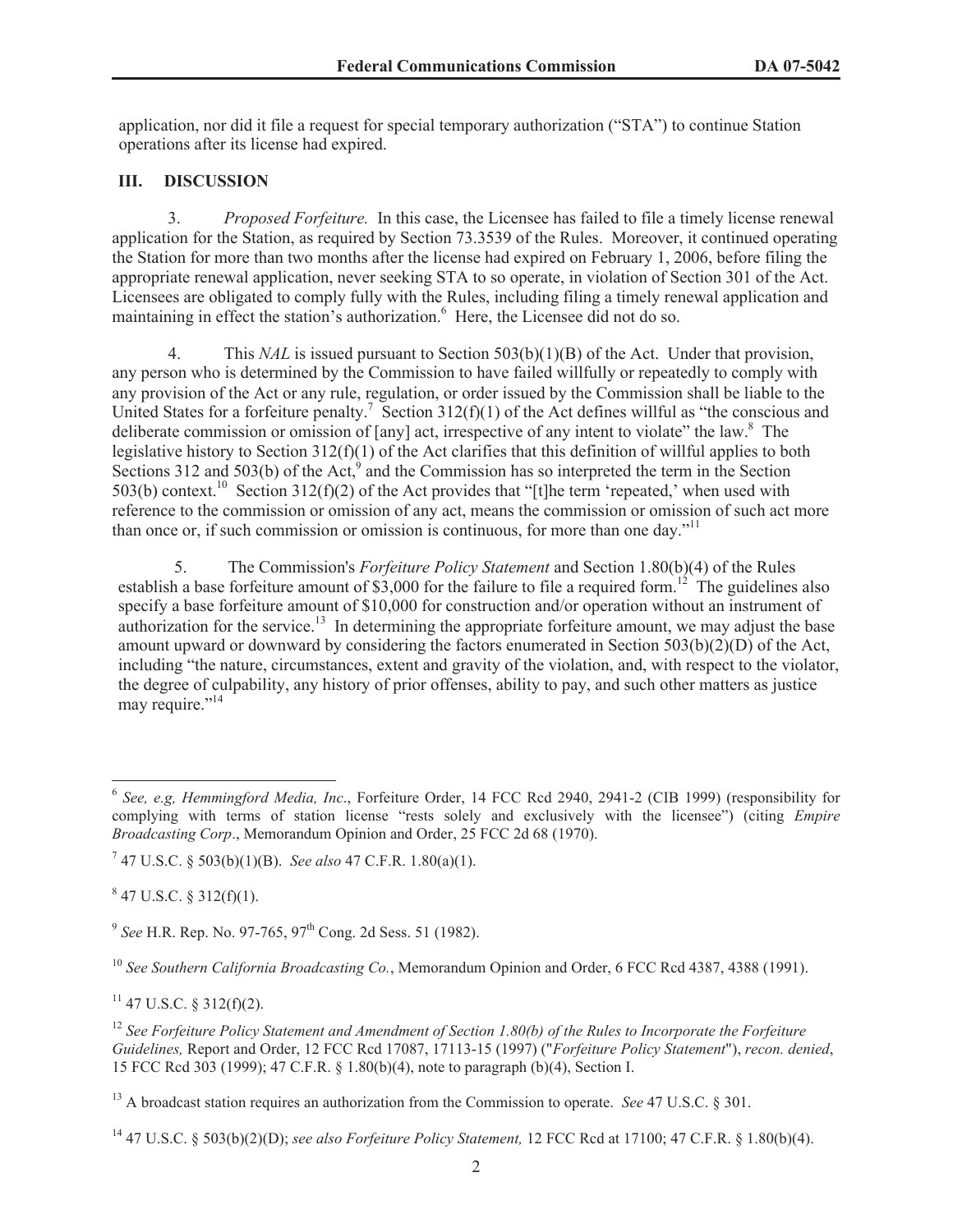application, nor did it file a request for special temporary authorization ("STA") to continue Station operations after its license had expired.

## III. DISCUSSION

3. *Proposed Forfeiture.* In this case, the Licensee has failed to file a timely license renewal application for the Station, as required by Section 73.3539 of the Rules. Moreover, it continued operating the Station for more than two months after the license had expired on February 1, 2006, before filing the appropriate renewal application, never seeking STA to so operate, in violation of Section 301 of the Act. Licensees are obligated to comply fully with the Rules, including filing a timely renewal application and maintaining in effect the station's authorization.[6] Here, the Licensee did not do so.

4. This *NAL* is issued pursuant to Section 503(b)(1)(B) of the Act. Under that provision, any person who is determined by the Commission to have failed willfully or repeatedly to comply with any provision of the Act or any rule, regulation, or order issued by the Commission shall be liable to the United States for a forfeiture penalty.[7] Section 312(f)(1) of the Act defines willful as "the conscious and deliberate commission or omission of [any] act, irrespective of any intent to violate" the law.[8] The legislative history to Section 312(f)(1) of the Act clarifies that this definition of willful applies to both Sections 312 and 503(b) of the Act,[9] and the Commission has so interpreted the term in the Section 503(b) context.[10] Section 312(f)(2) of the Act provides that "[t]he term 'repeated,' when used with reference to the commission or omission of any act, means the commission or omission of such act more than once or, if such commission or omission is continuous, for more than one day."[11]

5. The Commission's *Forfeiture Policy Statement* and Section 1.80(b)(4) of the Rules establish a base forfeiture amount of $3,000 for the failure to file a required form.[12] The guidelines also specify a base forfeiture amount of $10,000 for construction and/or operation without an instrument of authorization for the service.[13] In determining the appropriate forfeiture amount, we may adjust the base amount upward or downward by considering the factors enumerated in Section 503(b)(2)(D) of the Act, including "the nature, circumstances, extent and gravity of the violation, and, with respect to the violator, the degree of culpability, any history of prior offenses, ability to pay, and such other matters as justice may require."[14]

---

[6] *See, e.g, Hemmingford Media, Inc*., Forfeiture Order, 14 FCC Rcd 2940, 2941-2 (CIB 1999) (responsibility for complying with terms of station license "rests solely and exclusively with the licensee") (citing *Empire Broadcasting Corp*., Memorandum Opinion and Order, 25 FCC 2d 68 (1970).

[7] 47 U.S.C. § 503(b)(1)(B). *See also* 47 C.F.R. 1.80(a)(1).

[8] 47 U.S.C. § 312(f)(1).

[9] *See* H.R. Rep. No. 97-765, 97th Cong. 2d Sess. 51 (1982).

[10] *See Southern California Broadcasting Co.*, Memorandum Opinion and Order, 6 FCC Rcd 4387, 4388 (1991).

[11] 47 U.S.C. § 312(f)(2).

[12] *See Forfeiture Policy Statement and Amendment of Section 1.80(b) of the Rules to Incorporate the Forfeiture Guidelines,* Report and Order, 12 FCC Rcd 17087, 17113-15 (1997) ("*Forfeiture Policy Statement*"), *recon. denied*, 15 FCC Rcd 303 (1999); 47 C.F.R. § 1.80(b)(4), note to paragraph (b)(4), Section I.

[13] A broadcast station requires an authorization from the Commission to operate. *See* 47 U.S.C. § 301.

[14] 47 U.S.C. § 503(b)(2)(D); *see also Forfeiture Policy Statement,* 12 FCC Rcd at 17100; 47 C.F.R. § 1.80(b)(4).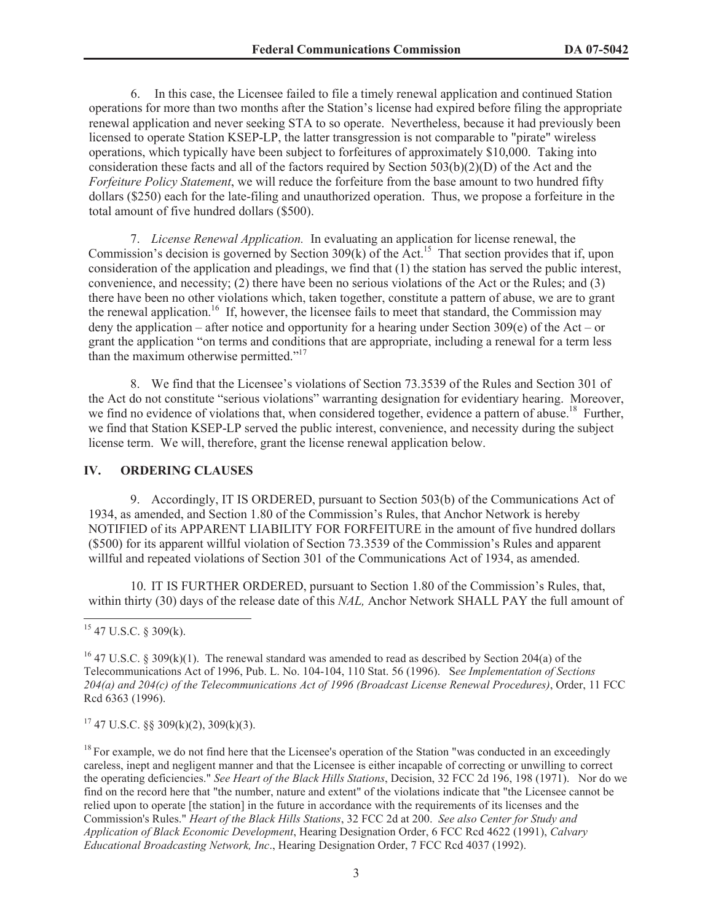6. In this case, the Licensee failed to file a timely renewal application and continued Station operations for more than two months after the Station's license had expired before filing the appropriate renewal application and never seeking STA to so operate. Nevertheless, because it had previously been licensed to operate Station KSEP-LP, the latter transgression is not comparable to "pirate" wireless operations, which typically have been subject to forfeitures of approximately $10,000. Taking into consideration these facts and all of the factors required by Section 503(b)(2)(D) of the Act and the *Forfeiture Policy Statement*, we will reduce the forfeiture from the base amount to two hundred fifty dollars ($250) each for the late-filing and unauthorized operation. Thus, we propose a forfeiture in the total amount of five hundred dollars ($500).

7. *License Renewal Application.* In evaluating an application for license renewal, the Commission's decision is governed by Section 309(k) of the Act.[15] That section provides that if, upon consideration of the application and pleadings, we find that (1) the station has served the public interest, convenience, and necessity; (2) there have been no serious violations of the Act or the Rules; and (3) there have been no other violations which, taken together, constitute a pattern of abuse, we are to grant the renewal application.[16] If, however, the licensee fails to meet that standard, the Commission may deny the application – after notice and opportunity for a hearing under Section 309(e) of the Act – or grant the application "on terms and conditions that are appropriate, including a renewal for a term less than the maximum otherwise permitted."[17]

8. We find that the Licensee's violations of Section 73.3539 of the Rules and Section 301 of the Act do not constitute "serious violations" warranting designation for evidentiary hearing. Moreover, we find no evidence of violations that, when considered together, evidence a pattern of abuse.[18] Further, we find that Station KSEP-LP served the public interest, convenience, and necessity during the subject license term. We will, therefore, grant the license renewal application below.

## IV. ORDERING CLAUSES

9. Accordingly, IT IS ORDERED, pursuant to Section 503(b) of the Communications Act of 1934, as amended, and Section 1.80 of the Commission's Rules, that Anchor Network is hereby NOTIFIED of its APPARENT LIABILITY FOR FORFEITURE in the amount of five hundred dollars ($500) for its apparent willful violation of Section 73.3539 of the Commission's Rules and apparent willful and repeated violations of Section 301 of the Communications Act of 1934, as amended.

10. IT IS FURTHER ORDERED, pursuant to Section 1.80 of the Commission's Rules, that, within thirty (30) days of the release date of this *NAL,* Anchor Network SHALL PAY the full amount of

---

[15] 47 U.S.C. § 309(k).

[16] 47 U.S.C. § 309(k)(1). The renewal standard was amended to read as described by Section 204(a) of the Telecommunications Act of 1996, Pub. L. No. 104-104, 110 Stat. 56 (1996). S*ee Implementation of Sections 204(a) and 204(c) of the Telecommunications Act of 1996 (Broadcast License Renewal Procedures)*, Order, 11 FCC Rcd 6363 (1996).

[17] 47 U.S.C. §§ 309(k)(2), 309(k)(3).

[18] For example, we do not find here that the Licensee's operation of the Station "was conducted in an exceedingly careless, inept and negligent manner and that the Licensee is either incapable of correcting or unwilling to correct the operating deficiencies." *See Heart of the Black Hills Stations*, Decision, 32 FCC 2d 196, 198 (1971). Nor do we find on the record here that "the number, nature and extent" of the violations indicate that "the Licensee cannot be relied upon to operate [the station] in the future in accordance with the requirements of its licenses and the Commission's Rules." *Heart of the Black Hills Stations*, 32 FCC 2d at 200. *See also Center for Study and Application of Black Economic Development*, Hearing Designation Order, 6 FCC Rcd 4622 (1991), *Calvary Educational Broadcasting Network, Inc*., Hearing Designation Order, 7 FCC Rcd 4037 (1992).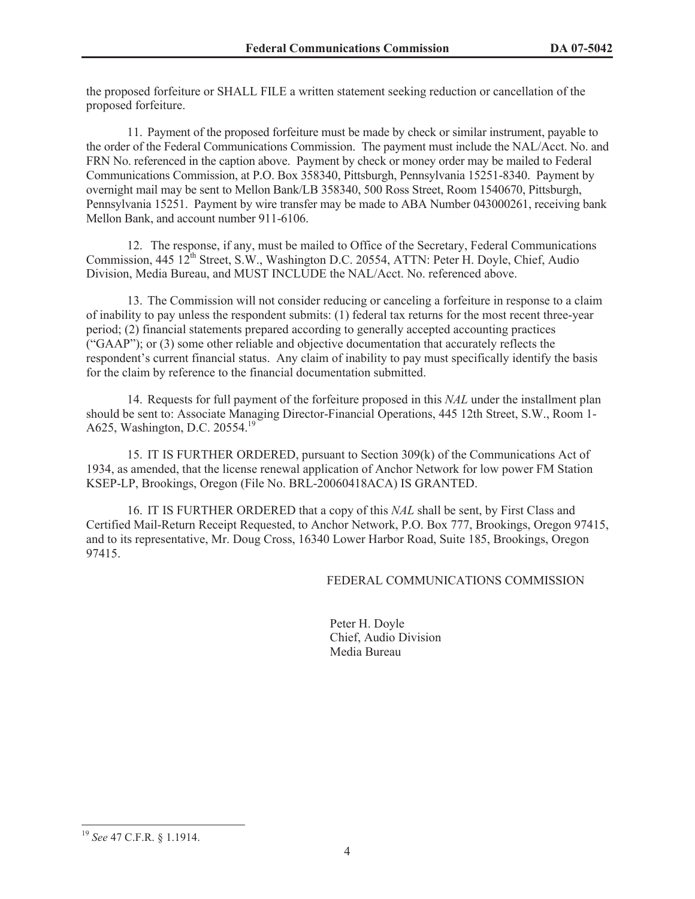the proposed forfeiture or SHALL FILE a written statement seeking reduction or cancellation of the proposed forfeiture.

11. Payment of the proposed forfeiture must be made by check or similar instrument, payable to the order of the Federal Communications Commission. The payment must include the NAL/Acct. No. and FRN No. referenced in the caption above. Payment by check or money order may be mailed to Federal Communications Commission, at P.O. Box 358340, Pittsburgh, Pennsylvania 15251-8340. Payment by overnight mail may be sent to Mellon Bank/LB 358340, 500 Ross Street, Room 1540670, Pittsburgh, Pennsylvania 15251. Payment by wire transfer may be made to ABA Number 043000261, receiving bank Mellon Bank, and account number 911-6106.

12. The response, if any, must be mailed to Office of the Secretary, Federal Communications Commission, 445 12th Street, S.W., Washington D.C. 20554, ATTN: Peter H. Doyle, Chief, Audio Division, Media Bureau, and MUST INCLUDE the NAL/Acct. No. referenced above.

13. The Commission will not consider reducing or canceling a forfeiture in response to a claim of inability to pay unless the respondent submits: (1) federal tax returns for the most recent three-year period; (2) financial statements prepared according to generally accepted accounting practices ("GAAP"); or (3) some other reliable and objective documentation that accurately reflects the respondent's current financial status. Any claim of inability to pay must specifically identify the basis for the claim by reference to the financial documentation submitted.

14. Requests for full payment of the forfeiture proposed in this *NAL* under the installment plan should be sent to: Associate Managing Director-Financial Operations, 445 12th Street, S.W., Room 1-A625, Washington, D.C. 20554.[19]

15. IT IS FURTHER ORDERED, pursuant to Section 309(k) of the Communications Act of 1934, as amended, that the license renewal application of Anchor Network for low power FM Station KSEP-LP, Brookings, Oregon (File No. BRL-20060418ACA) IS GRANTED.

16. IT IS FURTHER ORDERED that a copy of this *NAL* shall be sent, by First Class and Certified Mail-Return Receipt Requested, to Anchor Network, P.O. Box 777, Brookings, Oregon 97415, and to its representative, Mr. Doug Cross, 16340 Lower Harbor Road, Suite 185, Brookings, Oregon 97415.

FEDERAL COMMUNICATIONS COMMISSION

Peter H. Doyle
Chief, Audio Division
Media Bureau

---

[19] *See* 47 C.F.R. § 1.1914.